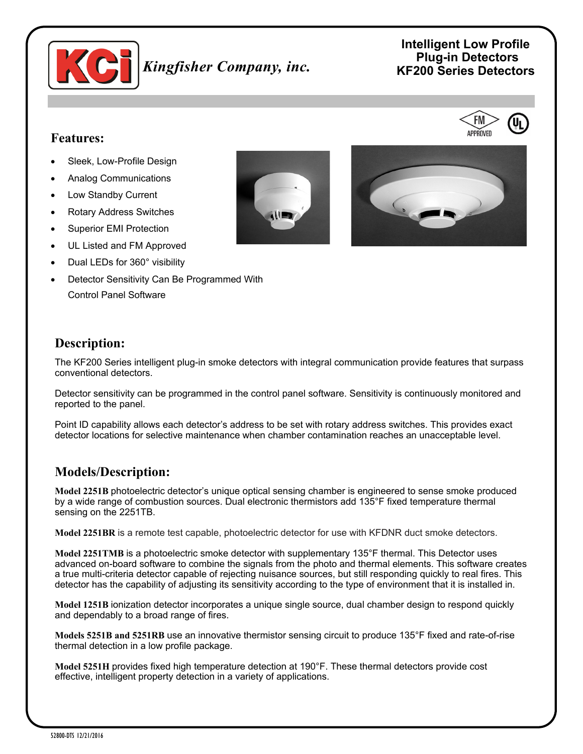Kingfisher Company, inc.

# Intelligent Low Profile Plug-in Detectors KF200 Series Detectors

## Features:

- Sleek, Low-Profile Design
- Analog Communications
- Low Standby Current
- Rotary Address Switches
- Superior EMI Protection
- UL Listed and FM Approved
- Dual LEDs for 360° visibility
- Detector Sensitivity Can Be Programmed With Control Panel Software

## Description:

The KF200 Series intelligent plug-in smoke detectors with integral communication provide features that surpass conventional detectors.

Detector sensitivity can be programmed in the control panel software. Sensitivity is continuously monitored and reported to the panel.

Point ID capability allows each detector's address to be set with rotary address switches. This provides exact detector locations for selective maintenance when chamber contamination reaches an unacceptable level.

## Models/Description:

**Model 2251B** photoelectric detector's unique optical sensing chamber is engineered to sense smoke produced by a wide range of combustion sources. Dual electronic thermistors add 135°F fixed temperature thermal sensing on the 2251TB.

**Model 2251BR** is a remote test capable, photoelectric detector for use with KFDNR duct smoke detectors.

**Model 2251TMB** is a photoelectric smoke detector with supplementary 135°F thermal. This Detector uses advanced on-board software to combine the signals from the photo and thermal elements. This software creates a true multi-criteria detector capable of rejecting nuisance sources, but still responding quickly to real fires. This detector has the capability of adjusting its sensitivity according to the type of environment that it is installed in.

**Model 1251B** ionization detector incorporates a unique single source, dual chamber design to respond quickly and dependably to a broad range of fires.

**Models 5251B and 5251RB** use an innovative thermistor sensing circuit to produce 135°F fixed and rate-of-rise thermal detection in a low profile package.

**Model 5251H** provides fixed high temperature detection at 190°F. These thermal detectors provide cost effective, intelligent property detection in a variety of applications.

52800-DTS 12/21/2016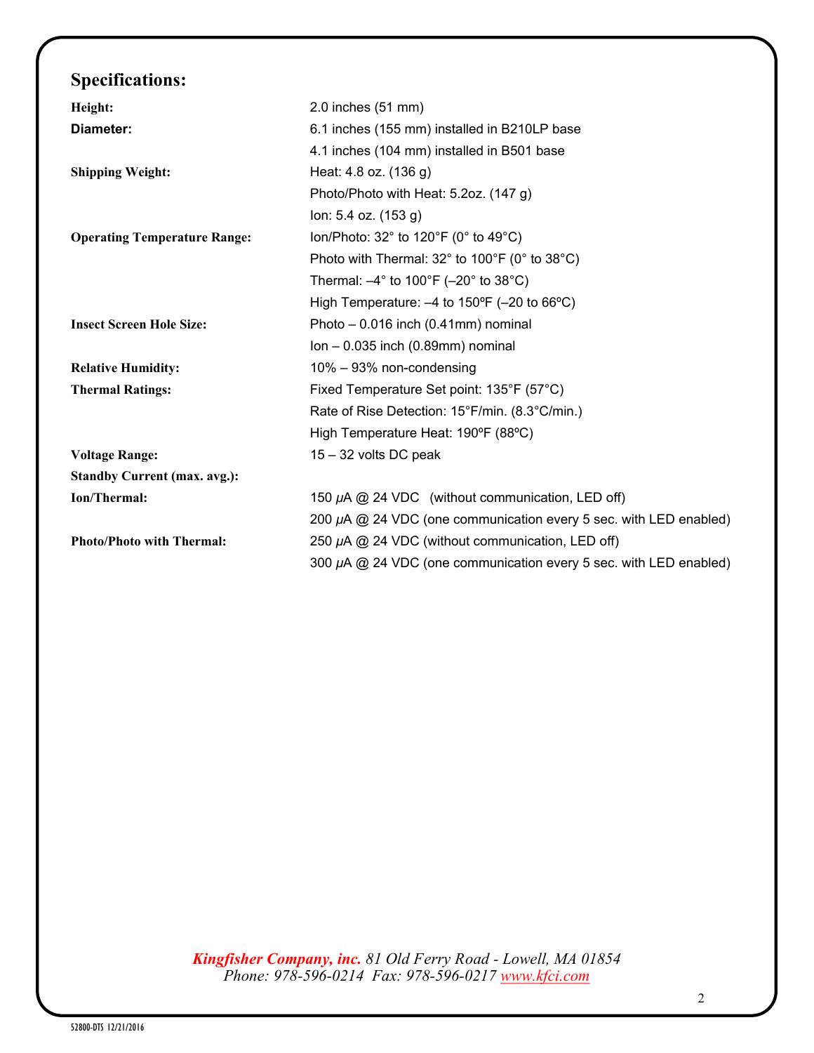## Specifications:

| | |
|---|---|
| **Height:** | 2.0 inches (51 mm) |
| **Diameter:** | 6.1 inches (155 mm) installed in B210LP base |
| | 4.1 inches (104 mm) installed in B501 base |
| **Shipping Weight:** | Heat: 4.8 oz. (136 g) |
| | Photo/Photo with Heat: 5.2oz. (147 g) |
| | Ion: 5.4 oz. (153 g) |
| **Operating Temperature Range:** | Ion/Photo: 32° to 120°F (0° to 49°C) |
| | Photo with Thermal: 32° to 100°F (0° to 38°C) |
| | Thermal: –4° to 100°F (–20° to 38°C) |
| | High Temperature: –4 to 150ºF (–20 to 66ºC) |
| **Insect Screen Hole Size:** | Photo – 0.016 inch (0.41mm) nominal |
| | Ion – 0.035 inch (0.89mm) nominal |
| **Relative Humidity:** | 10% – 93% non-condensing |
| **Thermal Ratings:** | Fixed Temperature Set point: 135°F (57°C) |
| | Rate of Rise Detection: 15°F/min. (8.3°C/min.) |
| | High Temperature Heat: 190ºF (88ºC) |
| **Voltage Range:** | 15 – 32 volts DC peak |
| **Standby Current (max. avg.):** | |
| **Ion/Thermal:** | 150 μA @ 24 VDC (without communication, LED off) |
| | 200 μA @ 24 VDC (one communication every 5 sec. with LED enabled) |
| **Photo/Photo with Thermal:** | 250 μA @ 24 VDC (without communication, LED off) |
| | 300 μA @ 24 VDC (one communication every 5 sec. with LED enabled) |

***Kingfisher Company, inc.*** *81 Old Ferry Road - Lowell, MA 01854*
*Phone: 978-596-0214 Fax: 978-596-0217 www.kfci.com*

52800-DTS 12/21/2016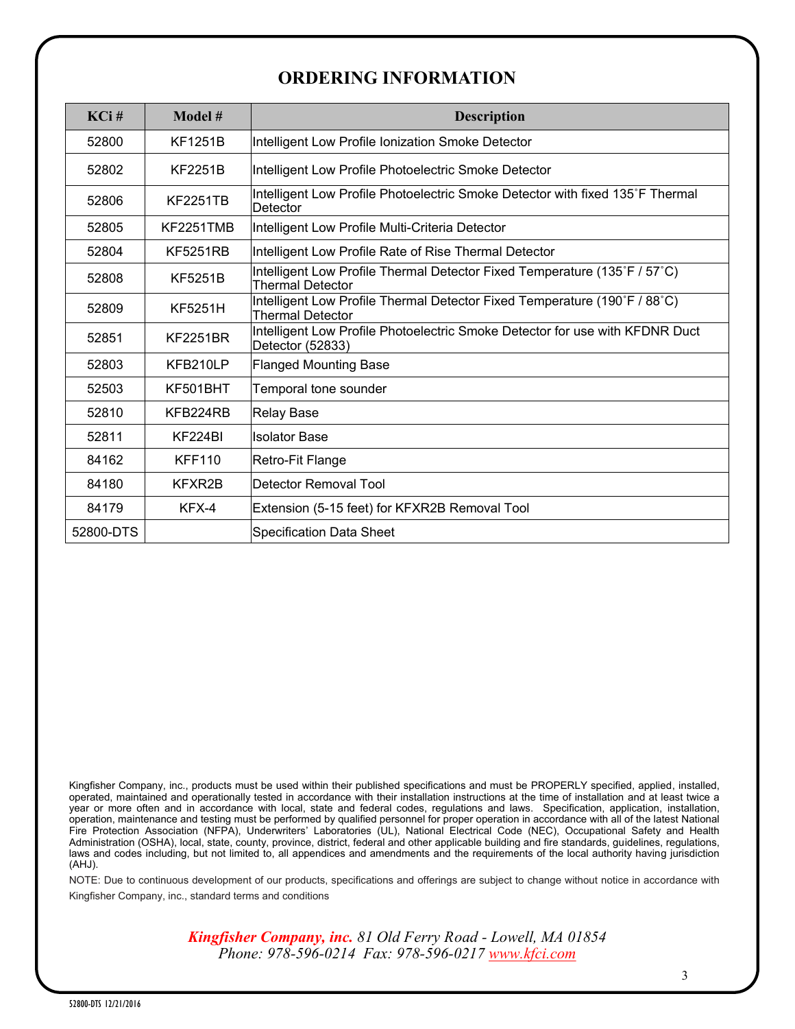# ORDERING INFORMATION

| KCi # | Model # | Description |
|---|---|---|
| 52800 | KF1251B | Intelligent Low Profile Ionization Smoke Detector |
| 52802 | KF2251B | Intelligent Low Profile Photoelectric Smoke Detector |
| 52806 | KF2251TB | Intelligent Low Profile Photoelectric Smoke Detector with fixed 135˚F Thermal Detector |
| 52805 | KF2251TMB | Intelligent Low Profile Multi-Criteria Detector |
| 52804 | KF5251RB | Intelligent Low Profile Rate of Rise Thermal Detector |
| 52808 | KF5251B | Intelligent Low Profile Thermal Detector Fixed Temperature (135˚F / 57˚C) Thermal Detector |
| 52809 | KF5251H | Intelligent Low Profile Thermal Detector Fixed Temperature (190˚F / 88˚C) Thermal Detector |
| 52851 | KF2251BR | Intelligent Low Profile Photoelectric Smoke Detector for use with KFDNR Duct Detector (52833) |
| 52803 | KFB210LP | Flanged Mounting Base |
| 52503 | KF501BHT | Temporal tone sounder |
| 52810 | KFB224RB | Relay Base |
| 52811 | KF224BI | Isolator Base |
| 84162 | KFF110 | Retro-Fit Flange |
| 84180 | KFXR2B | Detector Removal Tool |
| 84179 | KFX-4 | Extension (5-15 feet) for KFXR2B Removal Tool |
| 52800-DTS | | Specification Data Sheet |

Kingfisher Company, inc., products must be used within their published specifications and must be PROPERLY specified, applied, installed, operated, maintained and operationally tested in accordance with their installation instructions at the time of installation and at least twice a year or more often and in accordance with local, state and federal codes, regulations and laws. Specification, application, installation, operation, maintenance and testing must be performed by qualified personnel for proper operation in accordance with all of the latest National Fire Protection Association (NFPA), Underwriters' Laboratories (UL), National Electrical Code (NEC), Occupational Safety and Health Administration (OSHA), local, state, county, province, district, federal and other applicable building and fire standards, guidelines, regulations, laws and codes including, but not limited to, all appendices and amendments and the requirements of the local authority having jurisdiction (AHJ).

NOTE: Due to continuous development of our products, specifications and offerings are subject to change without notice in accordance with Kingfisher Company, inc., standard terms and conditions

***Kingfisher Company, inc.*** *81 Old Ferry Road - Lowell, MA 01854*
*Phone: 978-596-0214 Fax: 978-596-0217 www.kfci.com*

52800-DTS 12/21/2016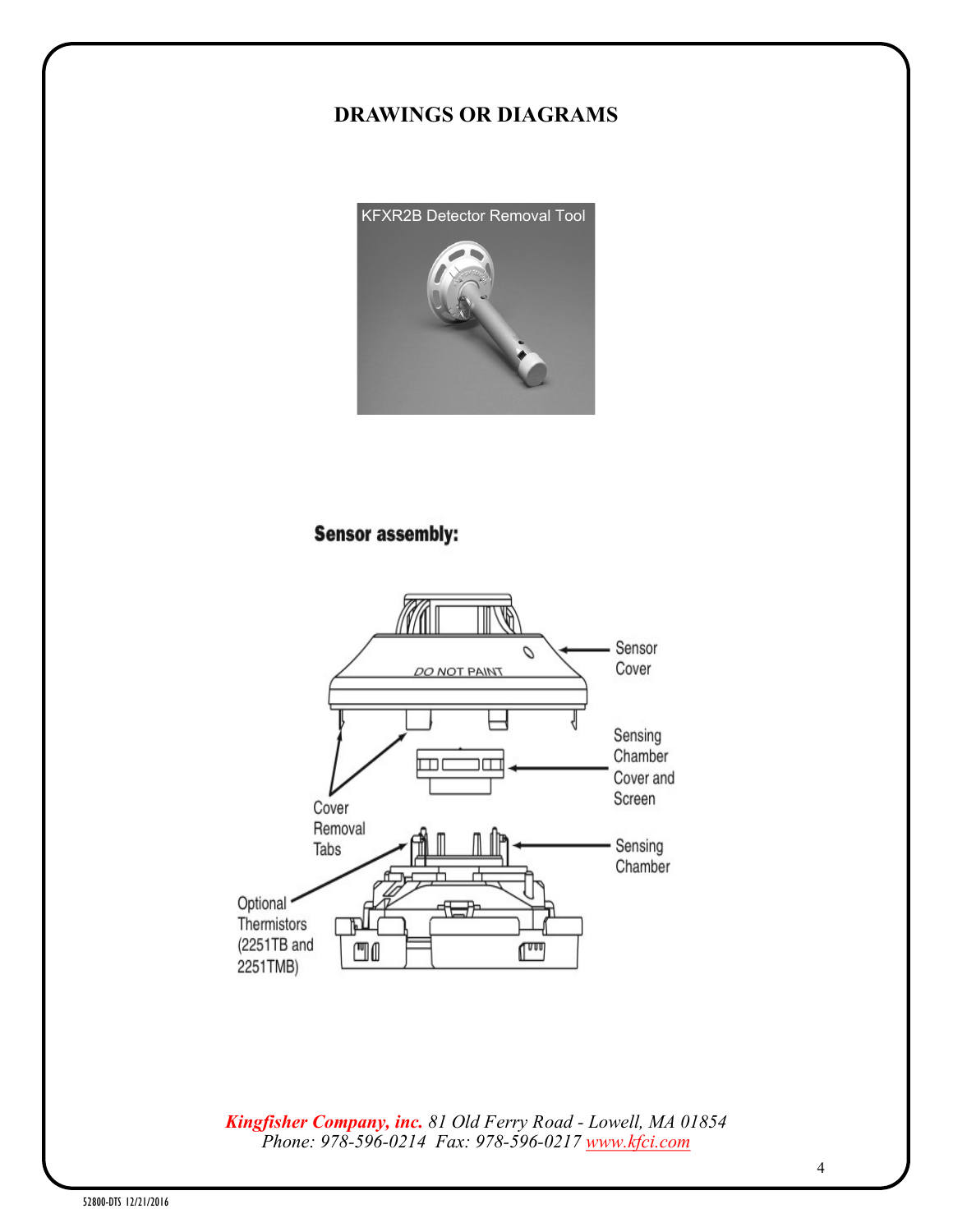# DRAWINGS OR DIAGRAMS

KFXR2B Detector Removal Tool

**Sensor assembly:**

Sensor Cover

DO NOT PAINT

Sensing Chamber Cover and Screen

Cover Removal Tabs

Sensing Chamber

Optional Thermistors (2251TB and 2251TMB)

***Kingfisher Company, inc.*** *81 Old Ferry Road - Lowell, MA 01854*
*Phone: 978-596-0214 Fax: 978-596-0217* [www.kfci.com](http://www.kfci.com)

52800-DTS 12/21/2016